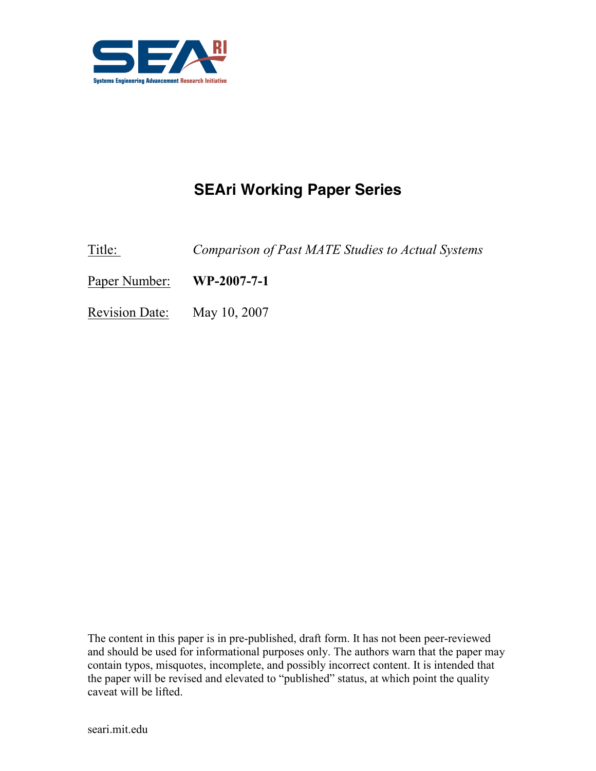SEA RI

Systems Engineering Advancement Research Initiative

# SEAri Working Paper Series

Title: *Comparison of Past MATE Studies to Actual Systems*

Paper Number: **WP-2007-7-1**

Revision Date: May 10, 2007

The content in this paper is in pre-published, draft form. It has not been peer-reviewed and should be used for informational purposes only. The authors warn that the paper may contain typos, misquotes, incomplete, and possibly incorrect content. It is intended that the paper will be revised and elevated to "published" status, at which point the quality caveat will be lifted.

seari.mit.edu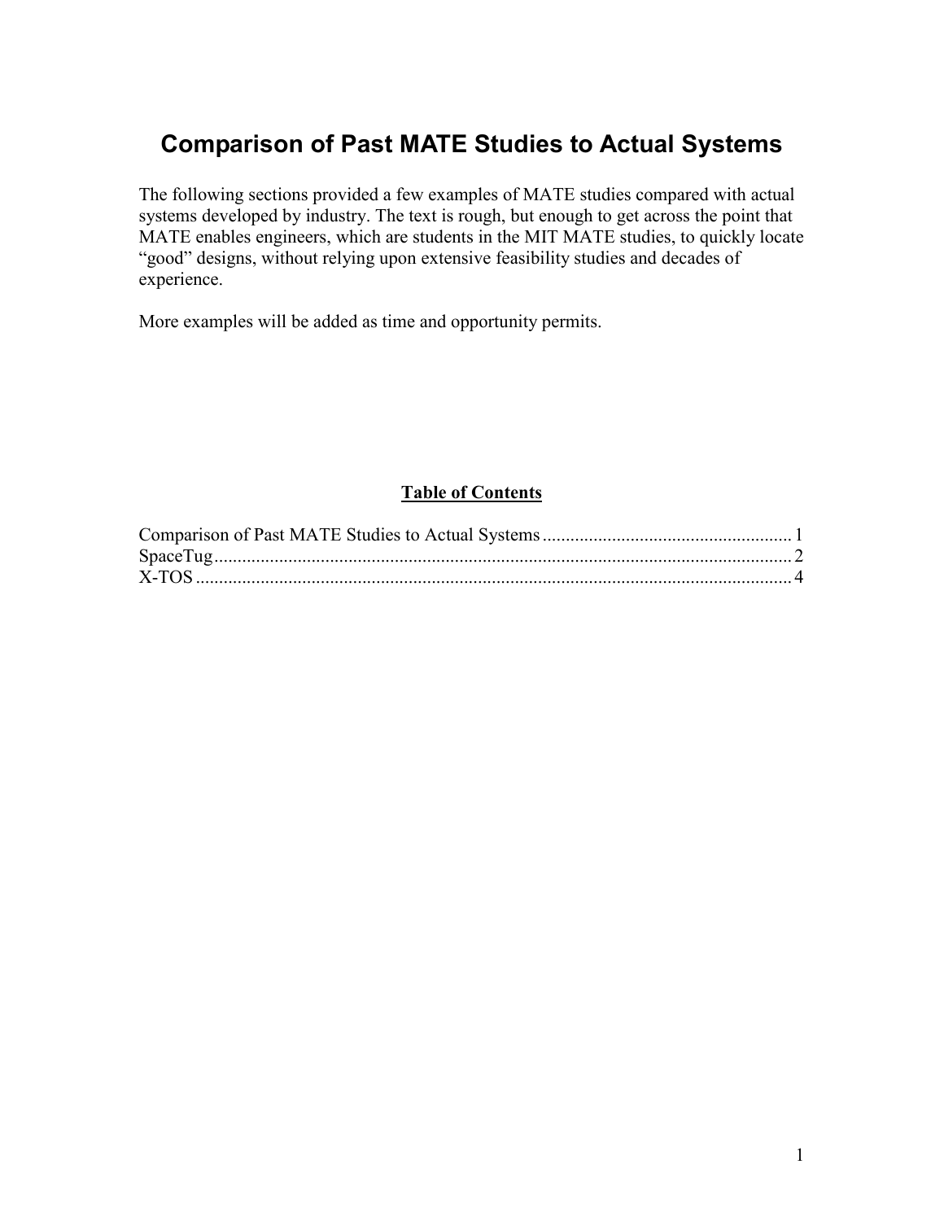# Comparison of Past MATE Studies to Actual Systems

The following sections provided a few examples of MATE studies compared with actual systems developed by industry. The text is rough, but enough to get across the point that MATE enables engineers, which are students in the MIT MATE studies, to quickly locate "good" designs, without relying upon extensive feasibility studies and decades of experience.

More examples will be added as time and opportunity permits.

**Table of Contents**

Comparison of Past MATE Studies to Actual Systems ..................................................... 1
SpaceTug ............................................................................................................................ 2
X-TOS ................................................................................................................................ 4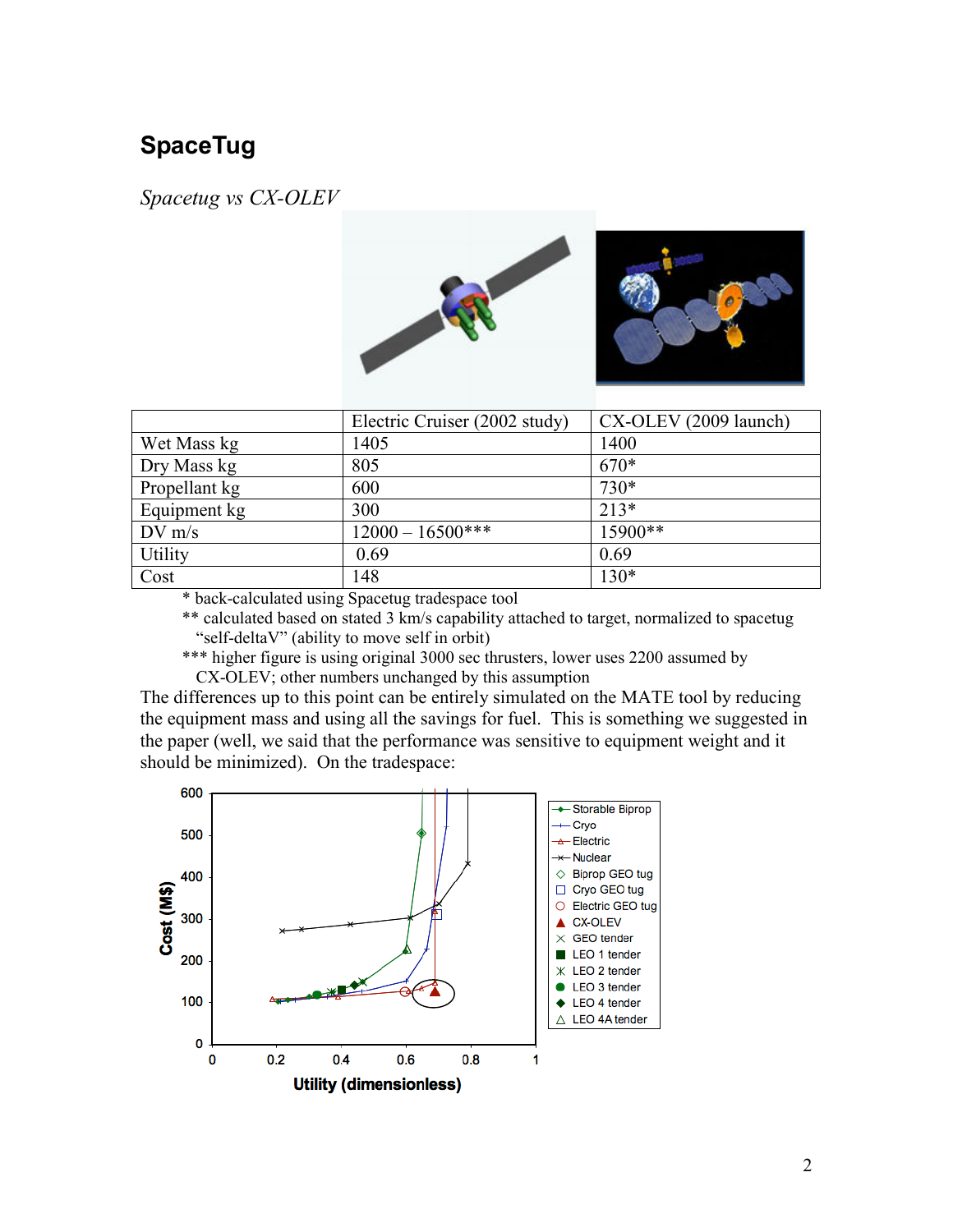## SpaceTug

*Spacetug vs CX-OLEV*

| | Electric Cruiser (2002 study) | CX-OLEV (2009 launch) |
|---|---|---|
| Wet Mass kg | 1405 | 1400 |
| Dry Mass kg | 805 | 670* |
| Propellant kg | 600 | 730* |
| Equipment kg | 300 | 213* |
| DV m/s | 12000 – 16500*** | 15900** |
| Utility | 0.69 | 0.69 |
| Cost | 148 | 130* |

\* back-calculated using Spacetug tradespace tool

** calculated based on stated 3 km/s capability attached to target, normalized to spacetug "self-deltaV" (ability to move self in orbit)

*** higher figure is using original 3000 sec thrusters, lower uses 2200 assumed by CX-OLEV; other numbers unchanged by this assumption

The differences up to this point can be entirely simulated on the MATE tool by reducing the equipment mass and using all the savings for fuel. This is something we suggested in the paper (well, we said that the performance was sensitive to equipment weight and it should be minimized). On the tradespace: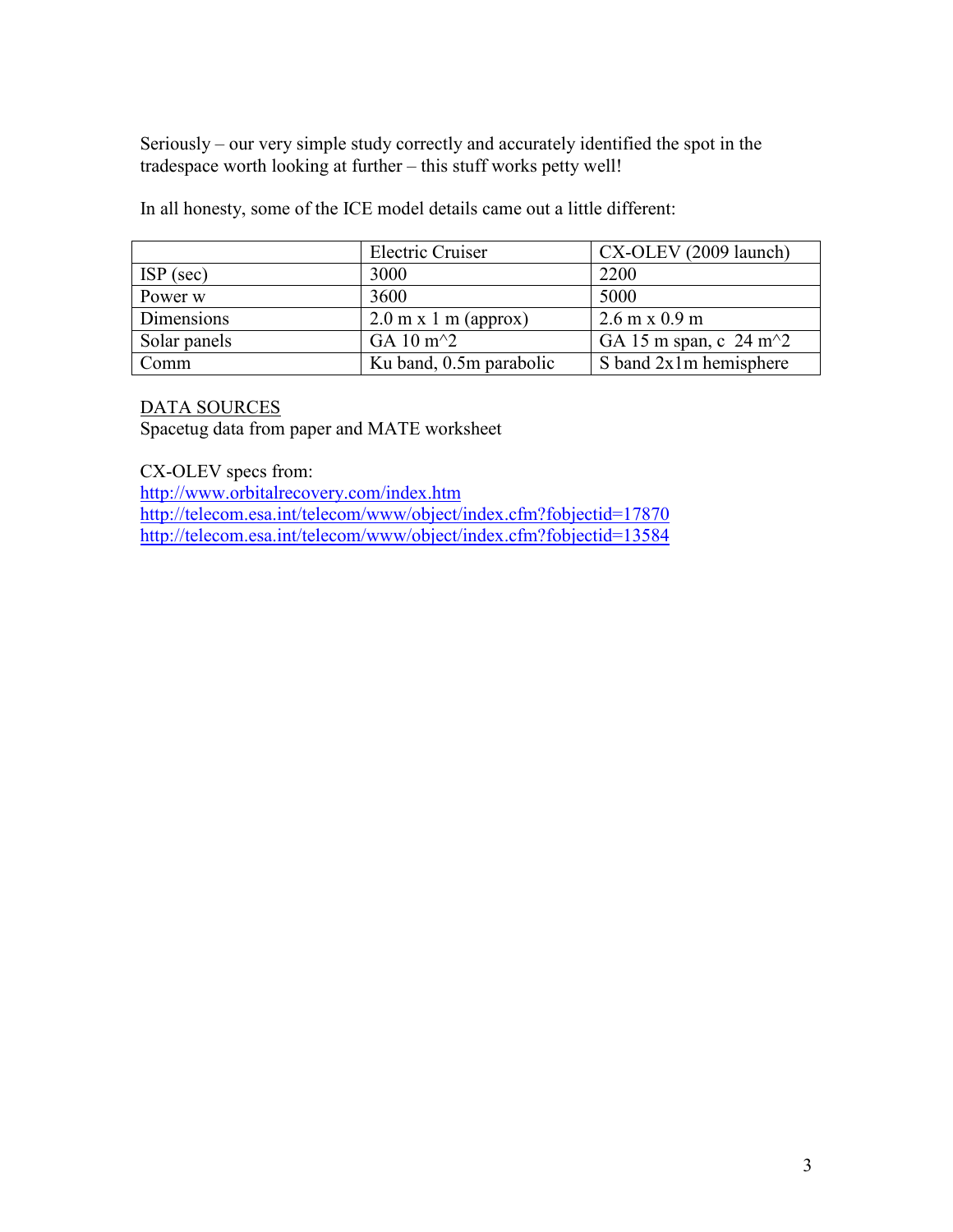Seriously – our very simple study correctly and accurately identified the spot in the tradespace worth looking at further – this stuff works petty well!

In all honesty, some of the ICE model details came out a little different:

| | Electric Cruiser | CX-OLEV (2009 launch) |
|---|---|---|
| ISP (sec) | 3000 | 2200 |
| Power w | 3600 | 5000 |
| Dimensions | 2.0 m x 1 m (approx) | 2.6 m x 0.9 m |
| Solar panels | GA 10 m^2 | GA 15 m span, c 24 m^2 |
| Comm | Ku band, 0.5m parabolic | S band 2x1m hemisphere |

<u>DATA SOURCES</u>
Spacetug data from paper and MATE worksheet

CX-OLEV specs from:
http://www.orbitalrecovery.com/index.htm
http://telecom.esa.int/telecom/www/object/index.cfm?fobjectid=17870
http://telecom.esa.int/telecom/www/object/index.cfm?fobjectid=13584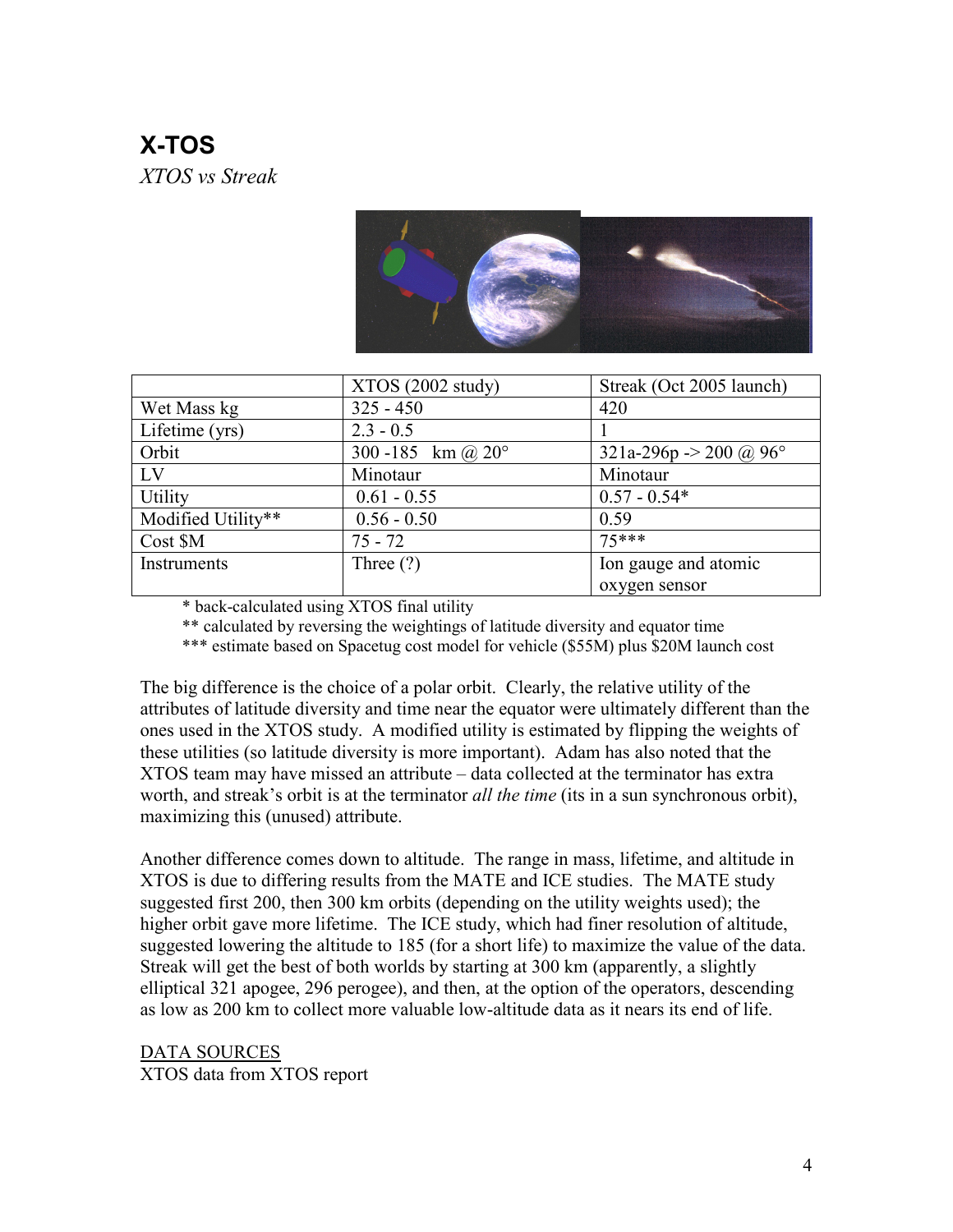# X-TOS

*XTOS vs Streak*

| | XTOS (2002 study) | Streak (Oct 2005 launch) |
|---|---|---|
| Wet Mass kg | 325 - 450 | 420 |
| Lifetime (yrs) | 2.3 - 0.5 | 1 |
| Orbit | 300 -185 km @ 20° | 321a-296p -> 200 @ 96° |
| LV | Minotaur | Minotaur |
| Utility | 0.61 - 0.55 | 0.57 - 0.54* |
| Modified Utility** | 0.56 - 0.50 | 0.59 |
| Cost $M | 75 - 72 | 75*** |
| Instruments | Three (?) | Ion gauge and atomic oxygen sensor |

\* back-calculated using XTOS final utility
** calculated by reversing the weightings of latitude diversity and equator time
*** estimate based on Spacetug cost model for vehicle ($55M) plus $20M launch cost

The big difference is the choice of a polar orbit. Clearly, the relative utility of the attributes of latitude diversity and time near the equator were ultimately different than the ones used in the XTOS study. A modified utility is estimated by flipping the weights of these utilities (so latitude diversity is more important). Adam has also noted that the XTOS team may have missed an attribute – data collected at the terminator has extra worth, and streak's orbit is at the terminator *all the time* (its in a sun synchronous orbit), maximizing this (unused) attribute.

Another difference comes down to altitude. The range in mass, lifetime, and altitude in XTOS is due to differing results from the MATE and ICE studies. The MATE study suggested first 200, then 300 km orbits (depending on the utility weights used); the higher orbit gave more lifetime. The ICE study, which had finer resolution of altitude, suggested lowering the altitude to 185 (for a short life) to maximize the value of the data. Streak will get the best of both worlds by starting at 300 km (apparently, a slightly elliptical 321 apogee, 296 perogee), and then, at the option of the operators, descending as low as 200 km to collect more valuable low-altitude data as it nears its end of life.

<u>DATA SOURCES</u>
XTOS data from XTOS report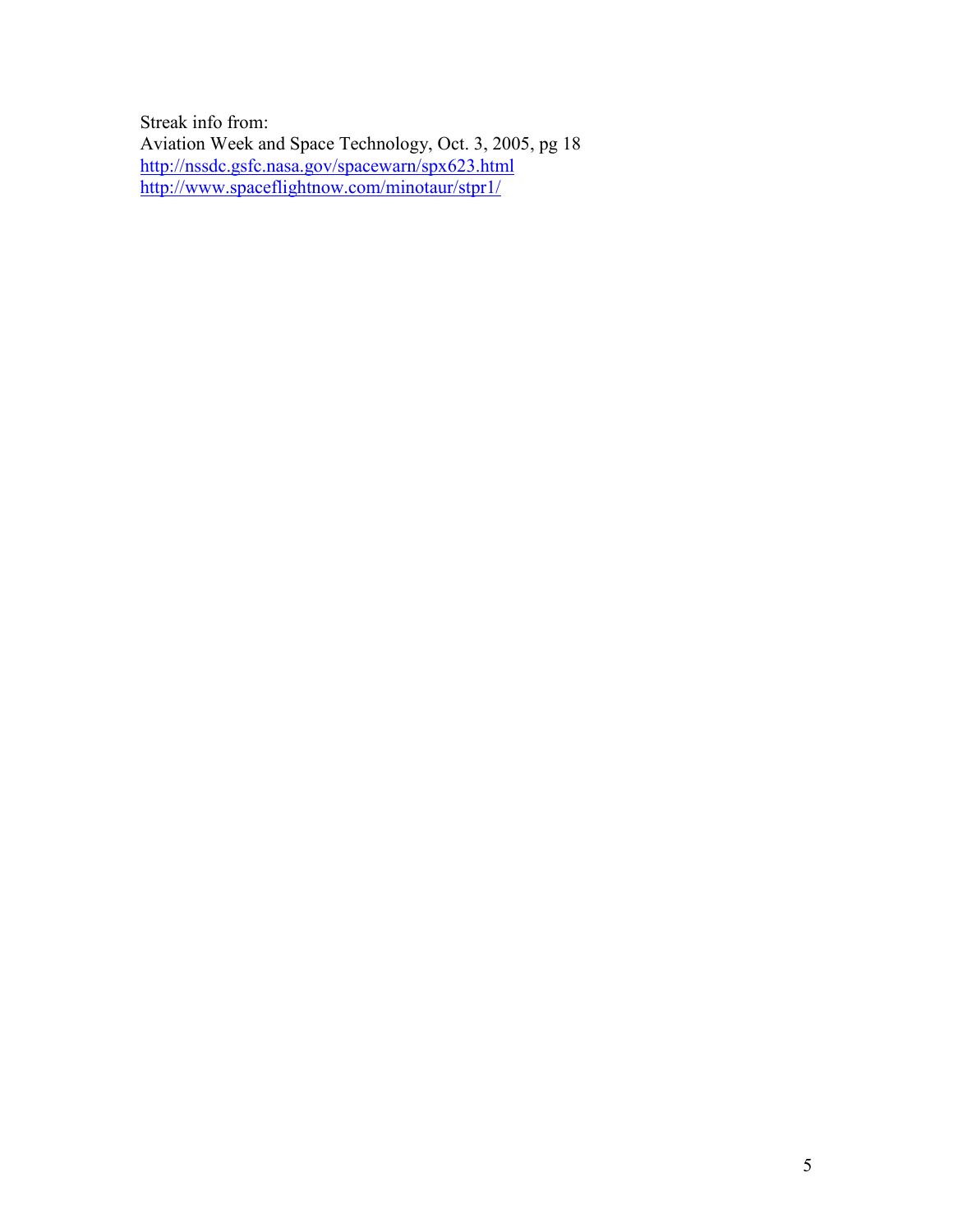Streak info from:
Aviation Week and Space Technology, Oct. 3, 2005, pg 18
http://nssdc.gsfc.nasa.gov/spacewarn/spx623.html
http://www.spaceflightnow.com/minotaur/stpr1/